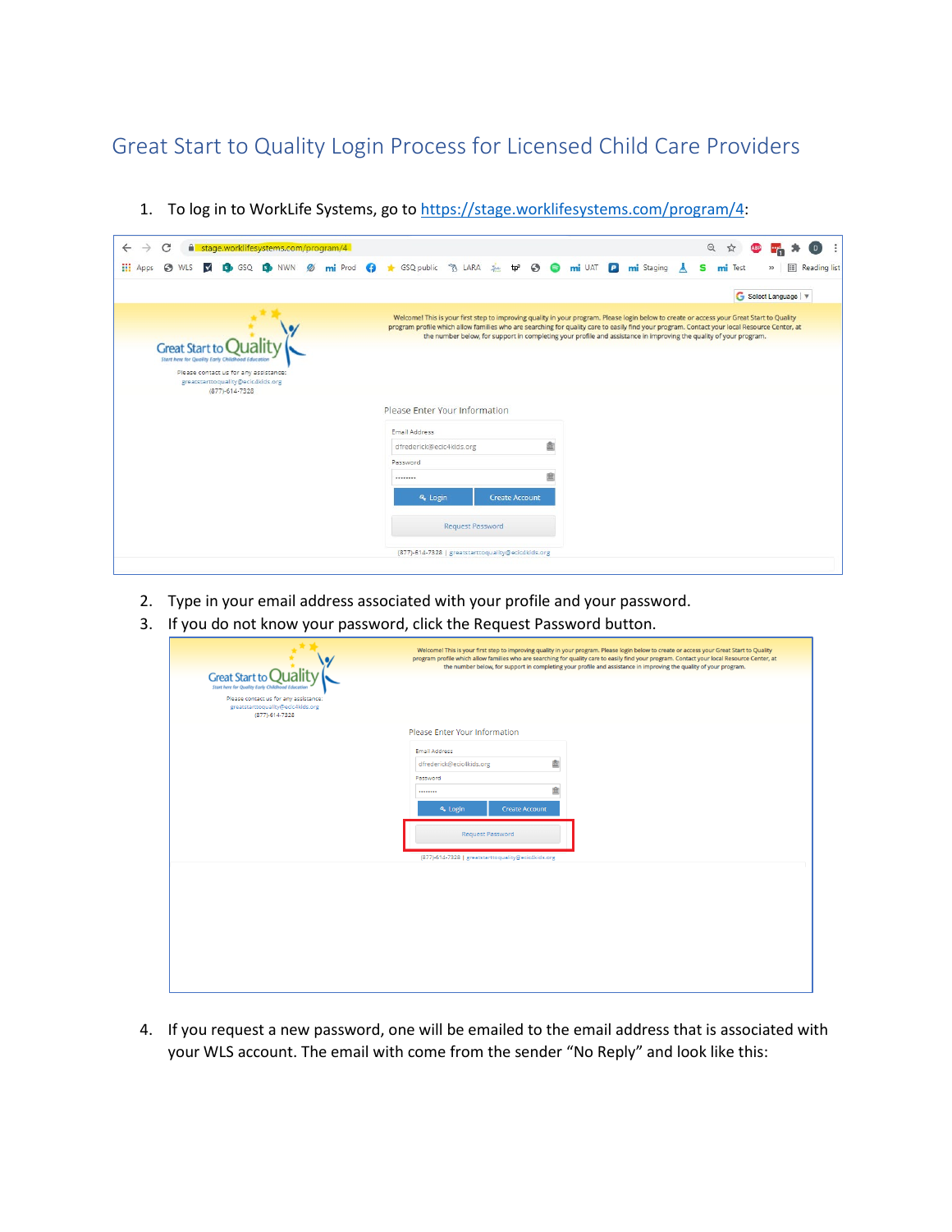# Great Start to Quality Login Process for Licensed Child Care Providers

1. To log in to WorkLife Systems, go to https://stage.worklifesystems.com/program/4:

2. Type in your email address associated with your profile and your password.
3. If you do not know your password, click the Request Password button.

4. If you request a new password, one will be emailed to the email address that is associated with your WLS account. The email with come from the sender "No Reply" and look like this: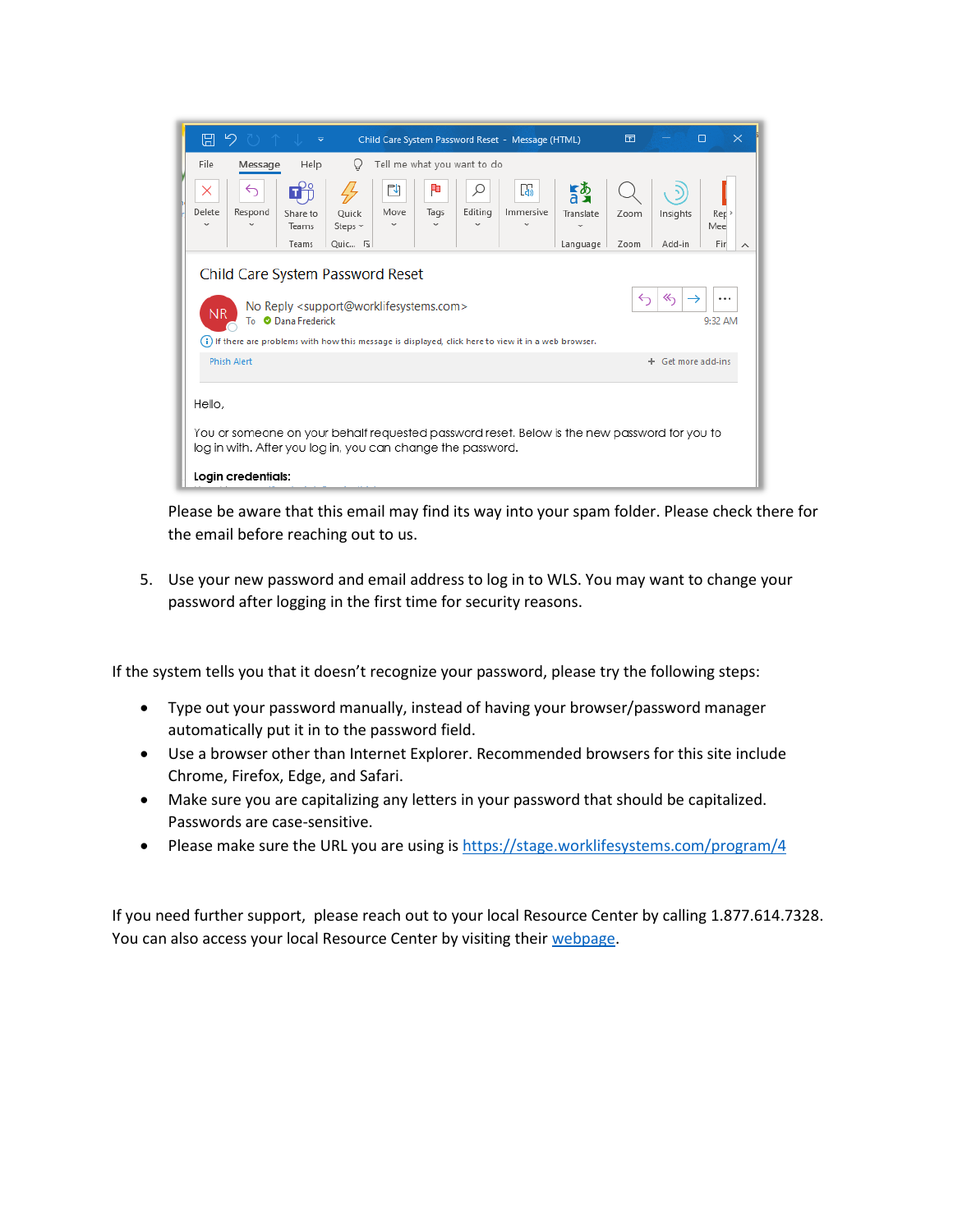Please be aware that this email may find its way into your spam folder. Please check there for the email before reaching out to us.

5. Use your new password and email address to log in to WLS. You may want to change your password after logging in the first time for security reasons.

If the system tells you that it doesn't recognize your password, please try the following steps:

- Type out your password manually, instead of having your browser/password manager automatically put it in to the password field.
- Use a browser other than Internet Explorer. Recommended browsers for this site include Chrome, Firefox, Edge, and Safari.
- Make sure you are capitalizing any letters in your password that should be capitalized. Passwords are case-sensitive.
- Please make sure the URL you are using is [https://stage.worklifesystems.com/program/4](https://stage.worklifesystems.com/program/4)

If you need further support, please reach out to your local Resource Center by calling 1.877.614.7328. You can also access your local Resource Center by visiting their webpage.